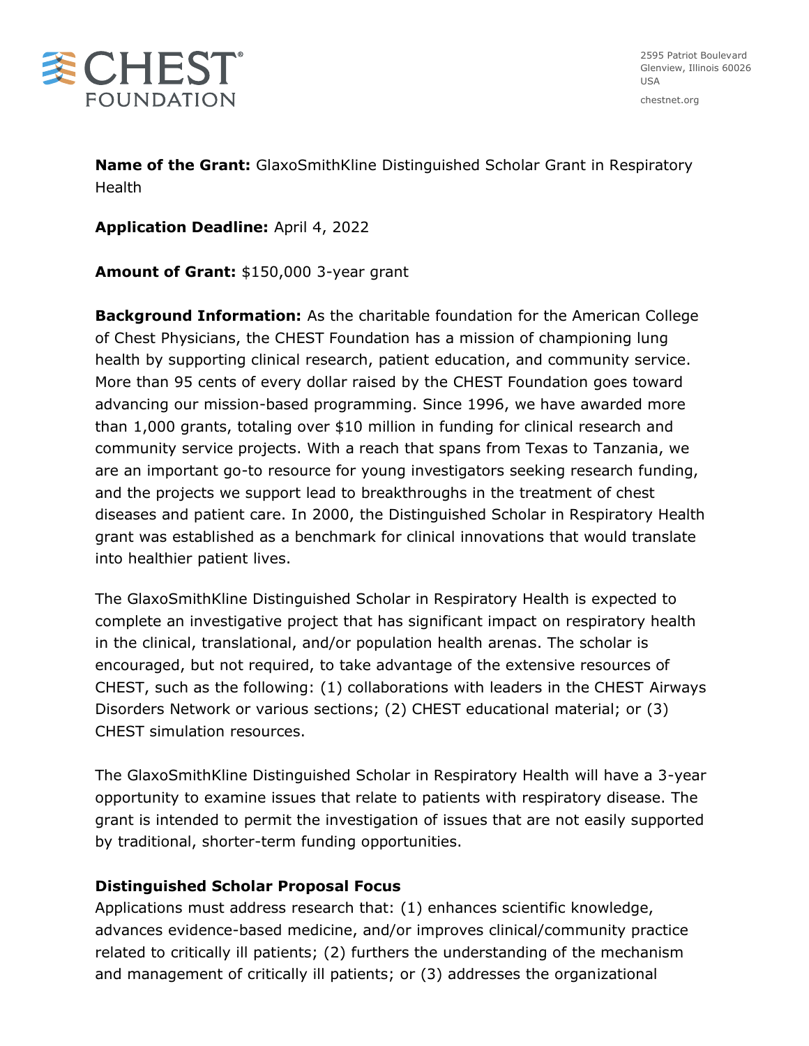CHEST FOUNDATION

2595 Patriot Boulevard
Glenview, Illinois 60026
USA

chestnet.org

**Name of the Grant:** GlaxoSmithKline Distinguished Scholar Grant in Respiratory Health

**Application Deadline:** April 4, 2022

**Amount of Grant:** $150,000 3-year grant

**Background Information:** As the charitable foundation for the American College of Chest Physicians, the CHEST Foundation has a mission of championing lung health by supporting clinical research, patient education, and community service. More than 95 cents of every dollar raised by the CHEST Foundation goes toward advancing our mission-based programming. Since 1996, we have awarded more than 1,000 grants, totaling over $10 million in funding for clinical research and community service projects. With a reach that spans from Texas to Tanzania, we are an important go-to resource for young investigators seeking research funding, and the projects we support lead to breakthroughs in the treatment of chest diseases and patient care. In 2000, the Distinguished Scholar in Respiratory Health grant was established as a benchmark for clinical innovations that would translate into healthier patient lives.

The GlaxoSmithKline Distinguished Scholar in Respiratory Health is expected to complete an investigative project that has significant impact on respiratory health in the clinical, translational, and/or population health arenas. The scholar is encouraged, but not required, to take advantage of the extensive resources of CHEST, such as the following: (1) collaborations with leaders in the CHEST Airways Disorders Network or various sections; (2) CHEST educational material; or (3) CHEST simulation resources.

The GlaxoSmithKline Distinguished Scholar in Respiratory Health will have a 3-year opportunity to examine issues that relate to patients with respiratory disease. The grant is intended to permit the investigation of issues that are not easily supported by traditional, shorter-term funding opportunities.

**Distinguished Scholar Proposal Focus**

Applications must address research that: (1) enhances scientific knowledge, advances evidence-based medicine, and/or improves clinical/community practice related to critically ill patients; (2) furthers the understanding of the mechanism and management of critically ill patients; or (3) addresses the organizational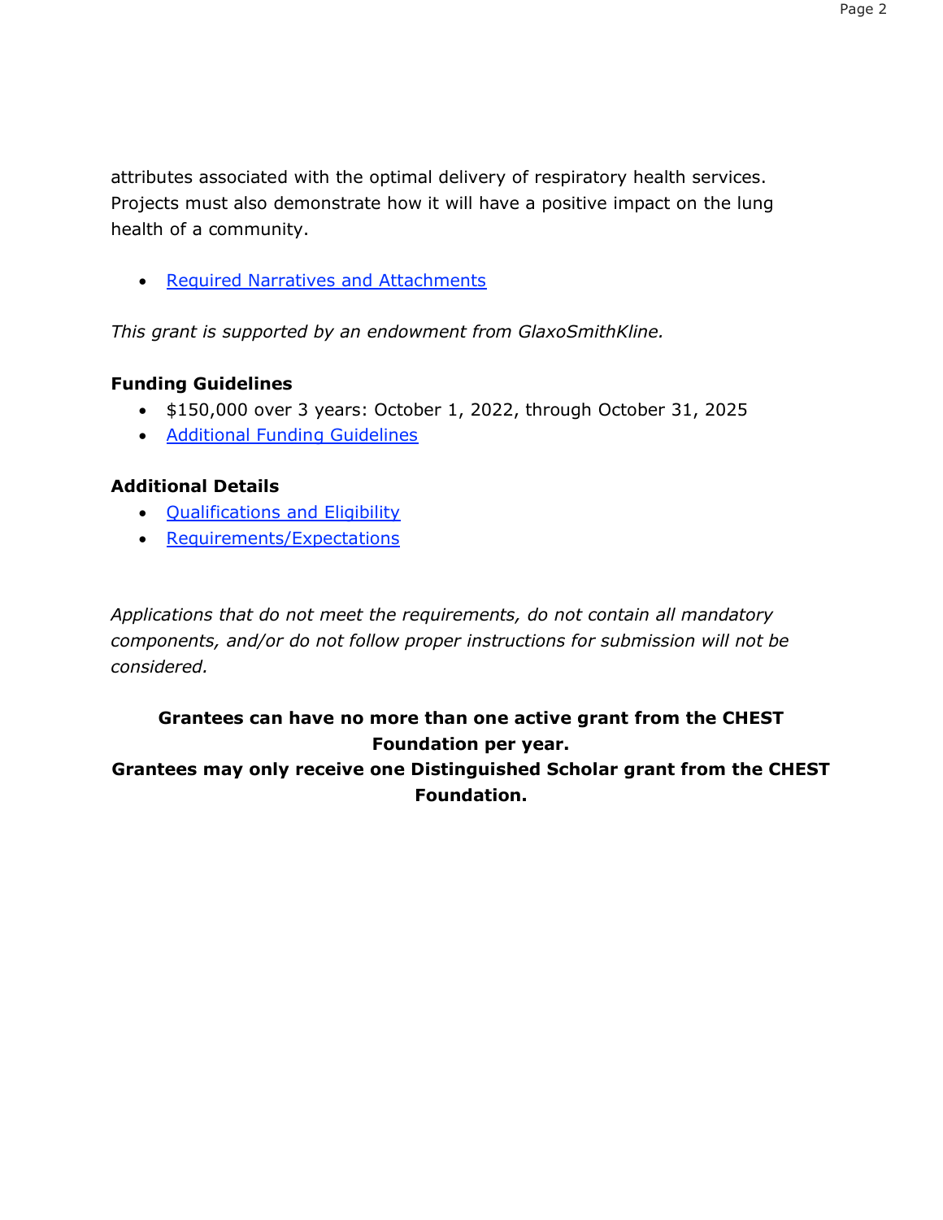attributes associated with the optimal delivery of respiratory health services. Projects must also demonstrate how it will have a positive impact on the lung health of a community.

- Required Narratives and Attachments

*This grant is supported by an endowment from GlaxoSmithKline.*

**Funding Guidelines**

- $150,000 over 3 years: October 1, 2022, through October 31, 2025
- Additional Funding Guidelines

**Additional Details**

- Qualifications and Eligibility
- Requirements/Expectations

*Applications that do not meet the requirements, do not contain all mandatory components, and/or do not follow proper instructions for submission will not be considered.*

**Grantees can have no more than one active grant from the CHEST Foundation per year.**
**Grantees may only receive one Distinguished Scholar grant from the CHEST Foundation.**